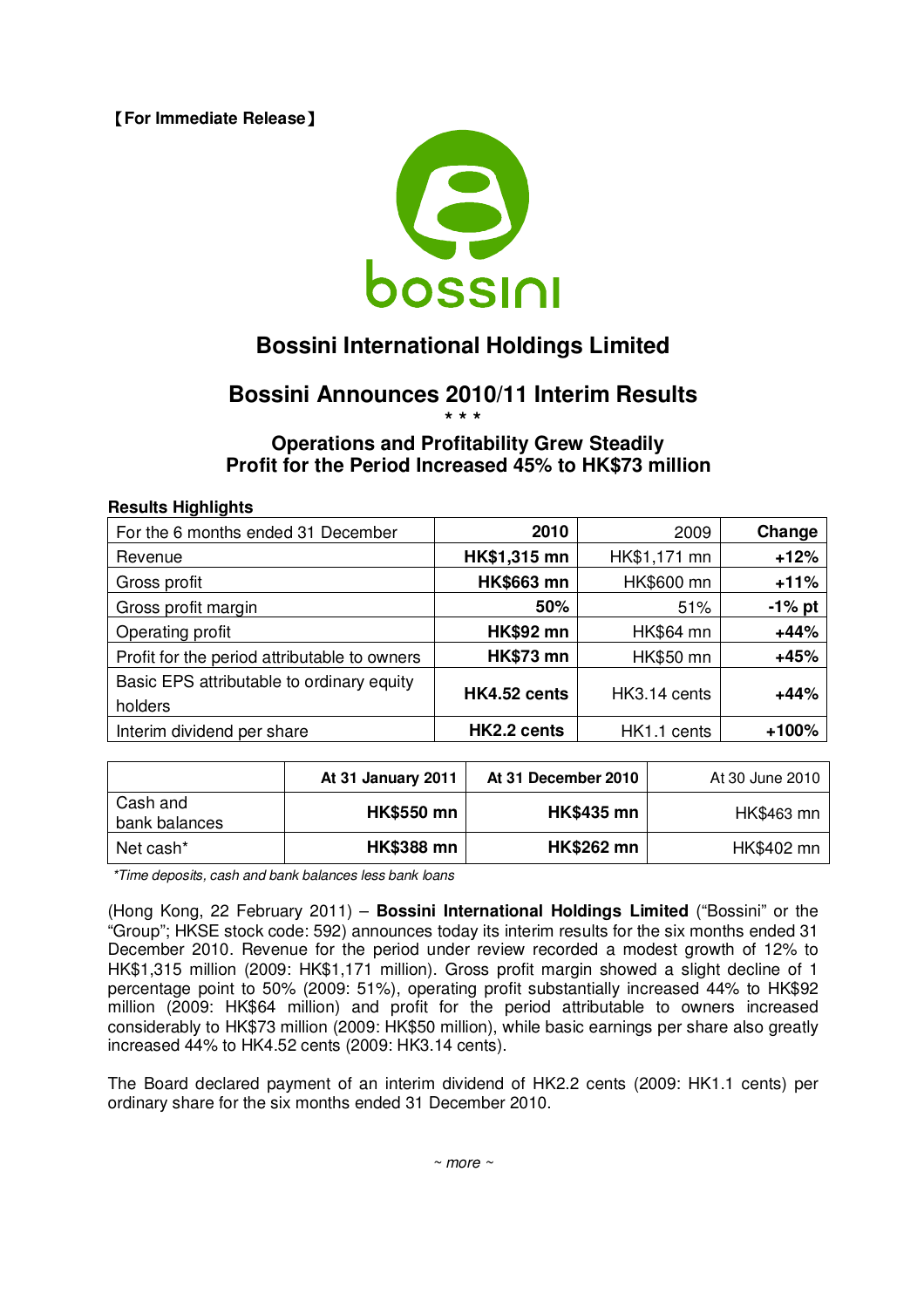【For Immediate Release】

bossini

# Bossini International Holdings Limited

## Bossini Announces 2010/11 Interim Results

\* \* \*

### Operations and Profitability Grew Steadily
### Profit for the Period Increased 45% to HK$73 million

**Results Highlights**

| For the 6 months ended 31 December | **2010** | 2009 | **Change** |
|---|---|---|---|
| Revenue | **HK$1,315 mn** | HK$1,171 mn | **+12%** |
| Gross profit | **HK$663 mn** | HK$600 mn | **+11%** |
| Gross profit margin | **50%** | 51% | **-1% pt** |
| Operating profit | **HK$92 mn** | HK$64 mn | **+44%** |
| Profit for the period attributable to owners | **HK$73 mn** | HK$50 mn | **+45%** |
| Basic EPS attributable to ordinary equity holders | **HK4.52 cents** | HK3.14 cents | **+44%** |
| Interim dividend per share | **HK2.2 cents** | HK1.1 cents | **+100%** |

| | **At 31 January 2011** | **At 31 December 2010** | At 30 June 2010 |
|---|---|---|---|
| Cash and bank balances | **HK$550 mn** | **HK$435 mn** | HK$463 mn |
| Net cash* | **HK$388 mn** | **HK$262 mn** | HK$402 mn |

*\*Time deposits, cash and bank balances less bank loans*

(Hong Kong, 22 February 2011) – **Bossini International Holdings Limited** ("Bossini" or the "Group"; HKSE stock code: 592) announces today its interim results for the six months ended 31 December 2010. Revenue for the period under review recorded a modest growth of 12% to HK$1,315 million (2009: HK$1,171 million). Gross profit margin showed a slight decline of 1 percentage point to 50% (2009: 51%), operating profit substantially increased 44% to HK$92 million (2009: HK$64 million) and profit for the period attributable to owners increased considerably to HK$73 million (2009: HK$50 million), while basic earnings per share also greatly increased 44% to HK4.52 cents (2009: HK3.14 cents).

The Board declared payment of an interim dividend of HK2.2 cents (2009: HK1.1 cents) per ordinary share for the six months ended 31 December 2010.

*~ more ~*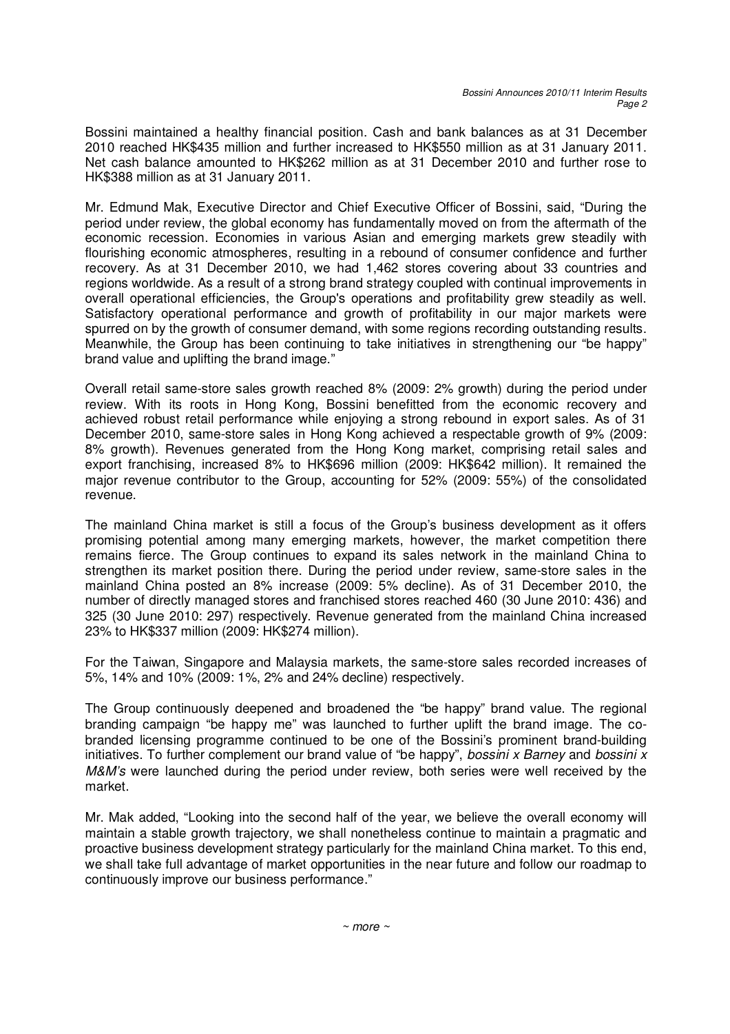Bossini maintained a healthy financial position. Cash and bank balances as at 31 December 2010 reached HK$435 million and further increased to HK$550 million as at 31 January 2011. Net cash balance amounted to HK$262 million as at 31 December 2010 and further rose to HK$388 million as at 31 January 2011.

Mr. Edmund Mak, Executive Director and Chief Executive Officer of Bossini, said, "During the period under review, the global economy has fundamentally moved on from the aftermath of the economic recession. Economies in various Asian and emerging markets grew steadily with flourishing economic atmospheres, resulting in a rebound of consumer confidence and further recovery. As at 31 December 2010, we had 1,462 stores covering about 33 countries and regions worldwide. As a result of a strong brand strategy coupled with continual improvements in overall operational efficiencies, the Group's operations and profitability grew steadily as well. Satisfactory operational performance and growth of profitability in our major markets were spurred on by the growth of consumer demand, with some regions recording outstanding results. Meanwhile, the Group has been continuing to take initiatives in strengthening our "be happy" brand value and uplifting the brand image."

Overall retail same-store sales growth reached 8% (2009: 2% growth) during the period under review. With its roots in Hong Kong, Bossini benefitted from the economic recovery and achieved robust retail performance while enjoying a strong rebound in export sales. As of 31 December 2010, same-store sales in Hong Kong achieved a respectable growth of 9% (2009: 8% growth). Revenues generated from the Hong Kong market, comprising retail sales and export franchising, increased 8% to HK$696 million (2009: HK$642 million). It remained the major revenue contributor to the Group, accounting for 52% (2009: 55%) of the consolidated revenue.

The mainland China market is still a focus of the Group's business development as it offers promising potential among many emerging markets, however, the market competition there remains fierce. The Group continues to expand its sales network in the mainland China to strengthen its market position there. During the period under review, same-store sales in the mainland China posted an 8% increase (2009: 5% decline). As of 31 December 2010, the number of directly managed stores and franchised stores reached 460 (30 June 2010: 436) and 325 (30 June 2010: 297) respectively. Revenue generated from the mainland China increased 23% to HK$337 million (2009: HK$274 million).

For the Taiwan, Singapore and Malaysia markets, the same-store sales recorded increases of 5%, 14% and 10% (2009: 1%, 2% and 24% decline) respectively.

The Group continuously deepened and broadened the "be happy" brand value. The regional branding campaign "be happy me" was launched to further uplift the brand image. The co-branded licensing programme continued to be one of the Bossini's prominent brand-building initiatives. To further complement our brand value of "be happy", *bossini x Barney* and *bossini x M&M's* were launched during the period under review, both series were well received by the market.

Mr. Mak added, "Looking into the second half of the year, we believe the overall economy will maintain a stable growth trajectory, we shall nonetheless continue to maintain a pragmatic and proactive business development strategy particularly for the mainland China market. To this end, we shall take full advantage of market opportunities in the near future and follow our roadmap to continuously improve our business performance."

*~ more ~*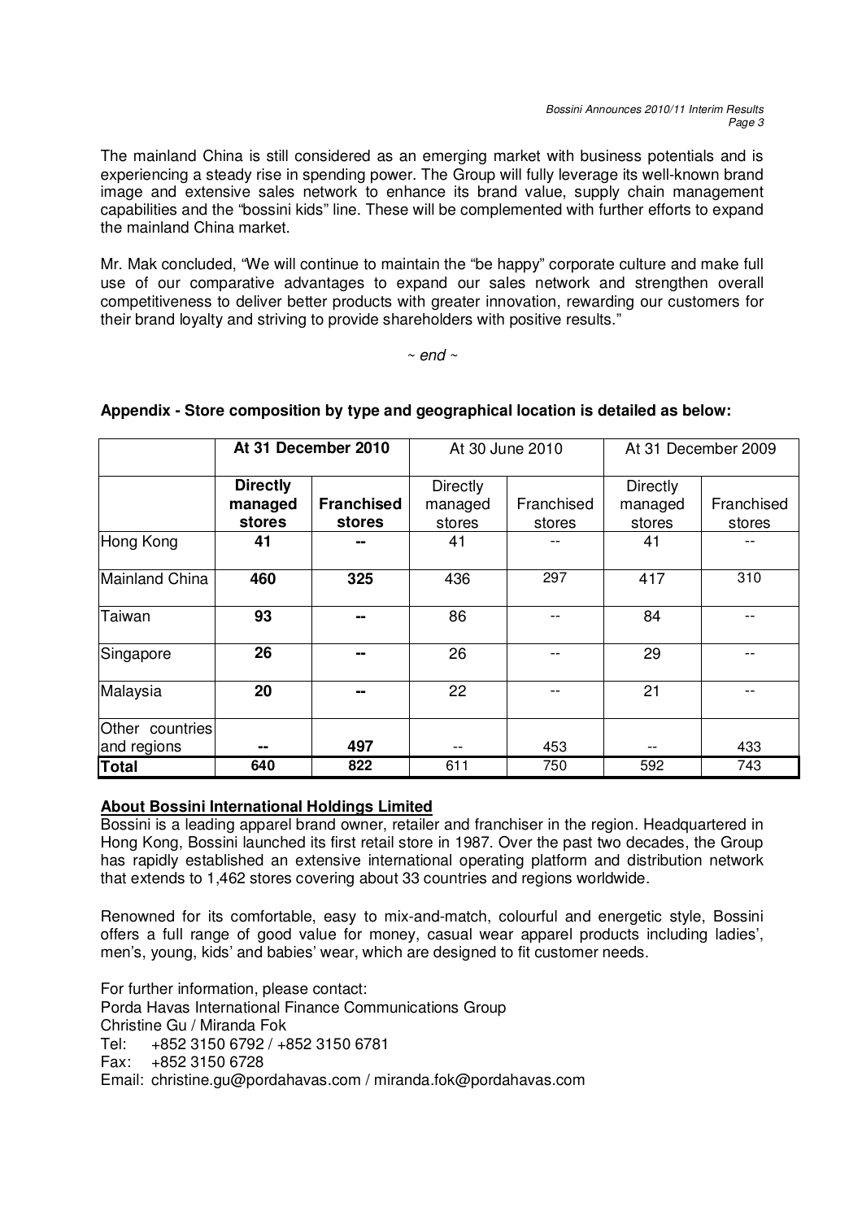The mainland China is still considered as an emerging market with business potentials and is experiencing a steady rise in spending power. The Group will fully leverage its well-known brand image and extensive sales network to enhance its brand value, supply chain management capabilities and the "bossini kids" line. These will be complemented with further efforts to expand the mainland China market.

Mr. Mak concluded, "We will continue to maintain the "be happy" corporate culture and make full use of our comparative advantages to expand our sales network and strengthen overall competitiveness to deliver better products with greater innovation, rewarding our customers for their brand loyalty and striving to provide shareholders with positive results."

*~ end ~*

**Appendix - Store composition by type and geographical location is detailed as below:**

| | **At 31 December 2010** | | At 30 June 2010 | | At 31 December 2009 | |
|---|---|---|---|---|---|---|
| | **Directly managed stores** | **Franchised stores** | Directly managed stores | Franchised stores | Directly managed stores | Franchised stores |
| Hong Kong | **41** | **--** | 41 | -- | 41 | -- |
| Mainland China | **460** | **325** | 436 | 297 | 417 | 310 |
| Taiwan | **93** | **--** | 86 | -- | 84 | -- |
| Singapore | **26** | **--** | 26 | -- | 29 | -- |
| Malaysia | **20** | **--** | 22 | -- | 21 | -- |
| Other countries and regions | **--** | **497** | -- | 453 | -- | 433 |
| **Total** | **640** | **822** | 611 | 750 | 592 | 743 |

**About Bossini International Holdings Limited**

Bossini is a leading apparel brand owner, retailer and franchiser in the region. Headquartered in Hong Kong, Bossini launched its first retail store in 1987. Over the past two decades, the Group has rapidly established an extensive international operating platform and distribution network that extends to 1,462 stores covering about 33 countries and regions worldwide.

Renowned for its comfortable, easy to mix-and-match, colourful and energetic style, Bossini offers a full range of good value for money, casual wear apparel products including ladies', men's, young, kids' and babies' wear, which are designed to fit customer needs.

For further information, please contact:
Porda Havas International Finance Communications Group
Christine Gu / Miranda Fok
Tel: +852 3150 6792 / +852 3150 6781
Fax: +852 3150 6728
Email: christine.gu@pordahavas.com / miranda.fok@pordahavas.com